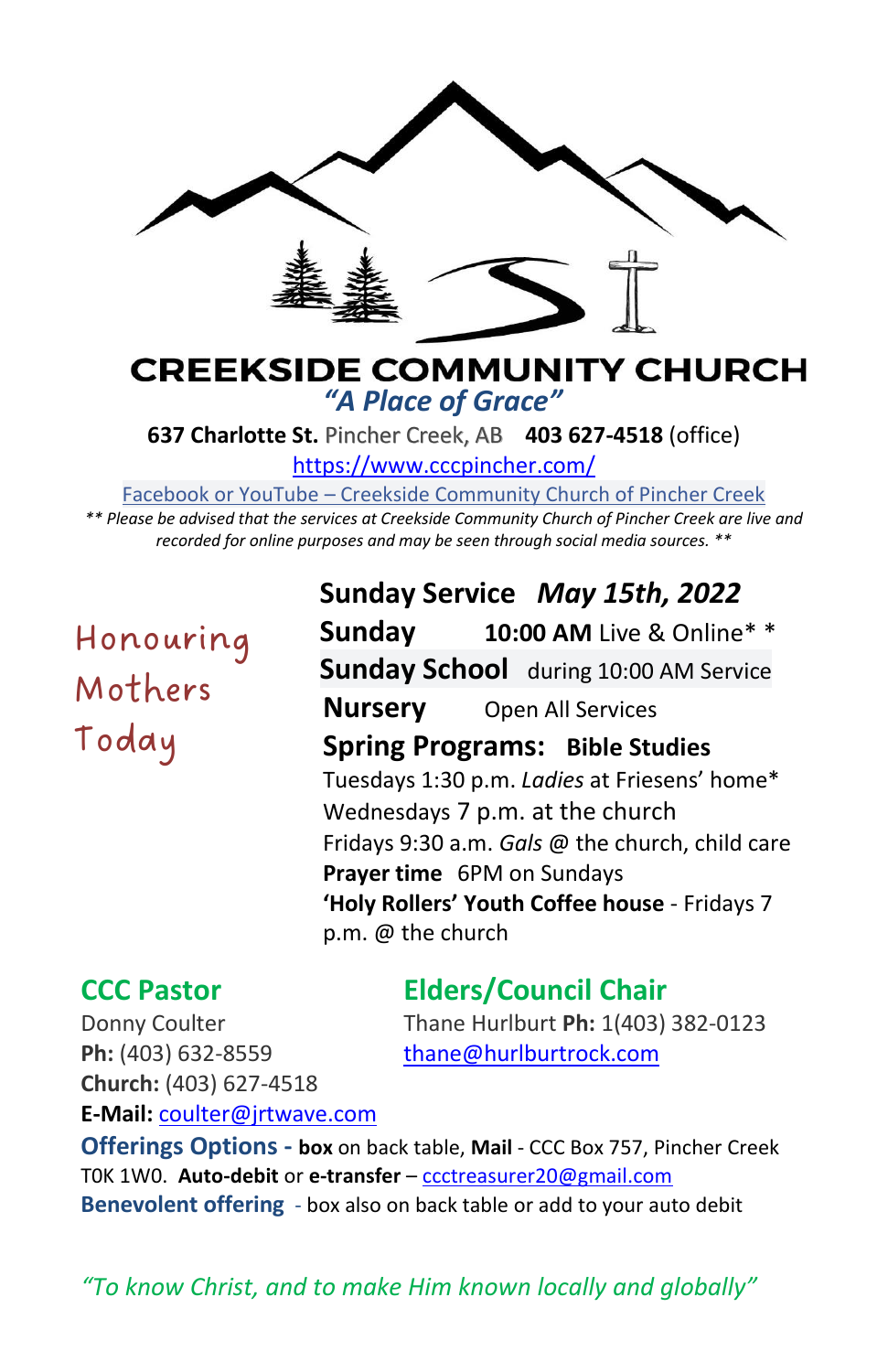# CREEKSIDE COMMUNITY CHURCH

*"A Place of Grace"*

**637 Charlotte St.** Pincher Creek, AB **403 627-4518** (office)

https://www.cccpincher.com/

Facebook or YouTube – Creekside Community Church of Pincher Creek

*** Please be advised that the services at Creekside Community Church of Pincher Creek are live and recorded for online purposes and may be seen through social media sources. ***

Honouring Mothers Today

## Sunday Service *May 15th, 2022*

**Sunday** **10:00 AM** Live & Online* *

**Sunday School** during 10:00 AM Service

**Nursery** Open All Services

**Spring Programs: Bible Studies**

Tuesdays 1:30 p.m. *Ladies* at Friesens' home*

Wednesdays 7 p.m. at the church

Fridays 9:30 a.m. *Gals* @ the church, child care

**Prayer time** 6PM on Sundays

**'Holy Rollers' Youth Coffee house** - Fridays 7 p.m. @ the church

## CCC Pastor

Donny Coulter

**Ph:** (403) 632-8559

**Church:** (403) 627-4518

**E-Mail:** coulter@jrtwave.com

## Elders/Council Chair

Thane Hurlburt **Ph:** 1(403) 382-0123

thane@hurlburtrock.com

**Offerings Options - box** on back table, **Mail** - CCC Box 757, Pincher Creek T0K 1W0. **Auto-debit** or **e-transfer** – ccctreasurer20@gmail.com

**Benevolent offering** - box also on back table or add to your auto debit

*"To know Christ, and to make Him known locally and globally"*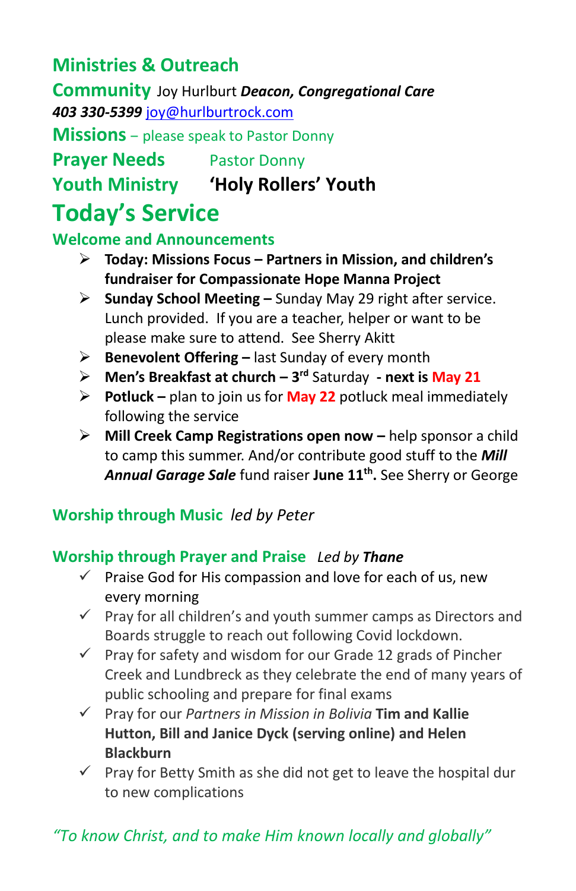## Ministries & Outreach

**Community** Joy Hurlburt ***Deacon, Congregational Care***
***403 330-5399*** joy@hurlburtrock.com

**Missions** – please speak to Pastor Donny

**Prayer Needs** Pastor Donny

**Youth Ministry** **'Holy Rollers' Youth**

# Today's Service

### Welcome and Announcements

- **Today: Missions Focus – Partners in Mission, and children's fundraiser for Compassionate Hope Manna Project**
- **Sunday School Meeting –** Sunday May 29 right after service. Lunch provided. If you are a teacher, helper or want to be please make sure to attend. See Sherry Akitt
- **Benevolent Offering –** last Sunday of every month
- **Men's Breakfast at church – 3rd** Saturday **- next is May 21**
- **Potluck –** plan to join us for **May 22** potluck meal immediately following the service
- **Mill Creek Camp Registrations open now –** help sponsor a child to camp this summer. And/or contribute good stuff to the ***Mill Annual Garage Sale*** fund raiser **June 11th.** See Sherry or George

### Worship through Music *led by Peter*

### Worship through Prayer and Praise *Led by **Thane***

- ✓ Praise God for His compassion and love for each of us, new every morning
- ✓ Pray for all children's and youth summer camps as Directors and Boards struggle to reach out following Covid lockdown.
- ✓ Pray for safety and wisdom for our Grade 12 grads of Pincher Creek and Lundbreck as they celebrate the end of many years of public schooling and prepare for final exams
- ✓ Pray for our *Partners in Mission in Bolivia* **Tim and Kallie Hutton, Bill and Janice Dyck (serving online) and Helen Blackburn**
- ✓ Pray for Betty Smith as she did not get to leave the hospital dur to new complications

*"To know Christ, and to make Him known locally and globally"*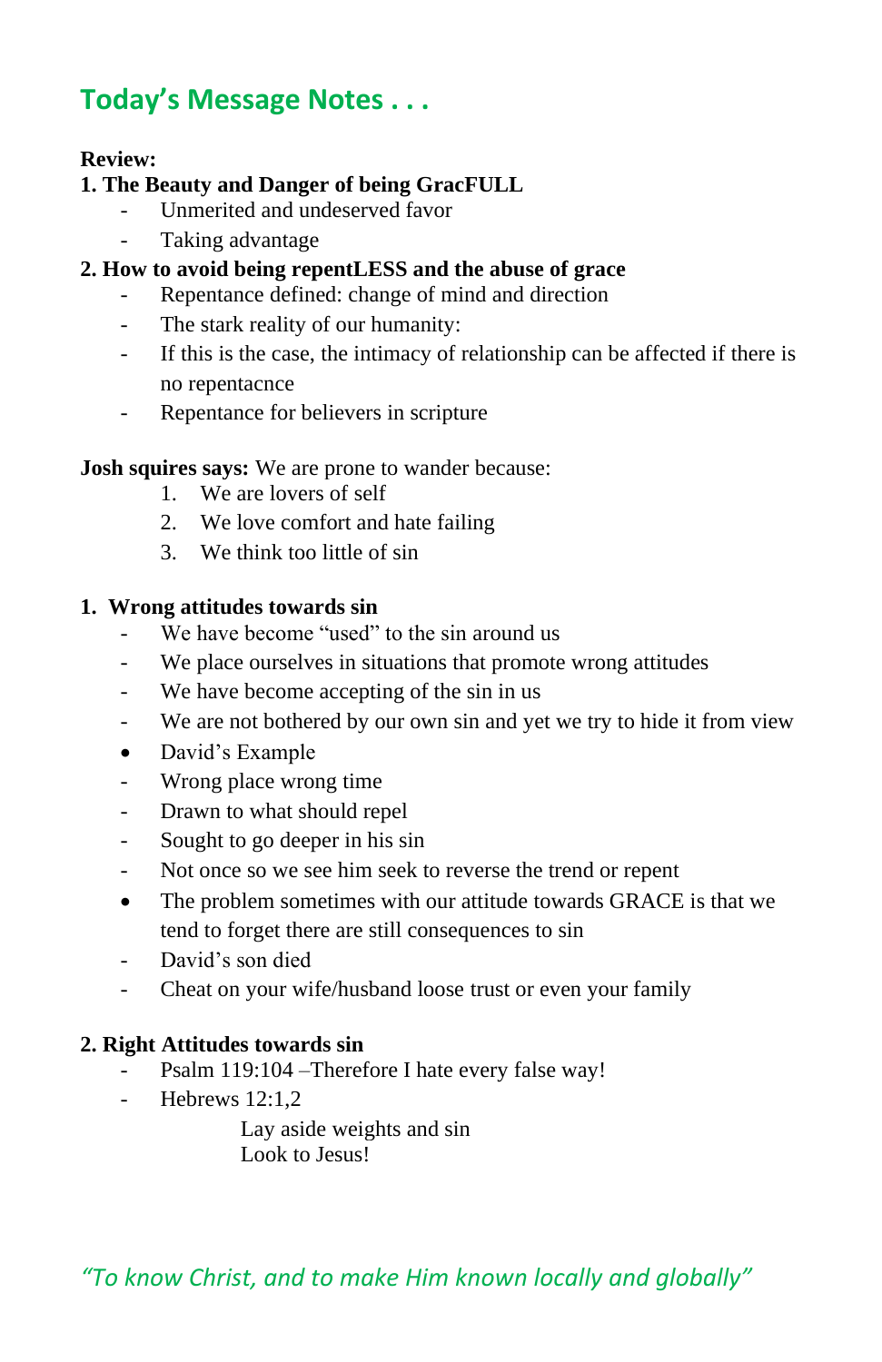## Today's Message Notes . . .

**Review:**

**1. The Beauty and Danger of being GracFULL**

- Unmerited and undeserved favor
- Taking advantage

**2. How to avoid being repentLESS and the abuse of grace**

- Repentance defined: change of mind and direction
- The stark reality of our humanity:
- If this is the case, the intimacy of relationship can be affected if there is no repentacnce
- Repentance for believers in scripture

**Josh squires says:** We are prone to wander because:

1. We are lovers of self
2. We love comfort and hate failing
3. We think too little of sin

**1. Wrong attitudes towards sin**

- We have become "used" to the sin around us
- We place ourselves in situations that promote wrong attitudes
- We have become accepting of the sin in us
- We are not bothered by our own sin and yet we try to hide it from view

- David's Example
  - Wrong place wrong time
  - Drawn to what should repel
  - Sought to go deeper in his sin
  - Not once so we see him seek to reverse the trend or repent
- The problem sometimes with our attitude towards GRACE is that we tend to forget there are still consequences to sin
  - David's son died
  - Cheat on your wife/husband loose trust or even your family

**2. Right Attitudes towards sin**

- Psalm 119:104 –Therefore I hate every false way!
- Hebrews 12:1,2

  Lay aside weights and sin
  Look to Jesus!

*"To know Christ, and to make Him known locally and globally"*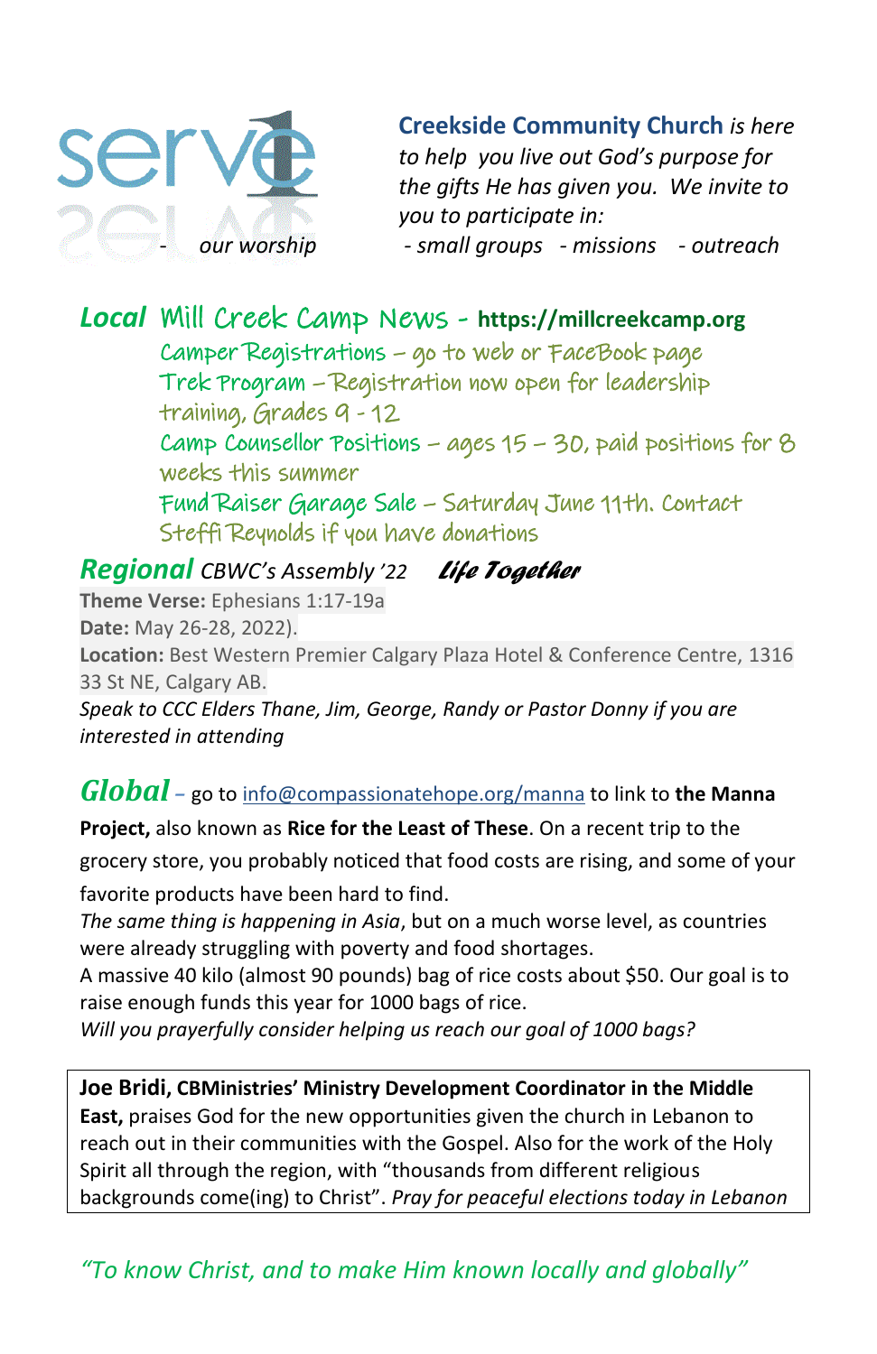serve

- our worship

**Creekside Community Church** *is here to help you live out God's purpose for the gifts He has given you. We invite to you to participate in:*

*- small groups - missions - outreach*

***Local*** Mill Creek Camp News - **https://millcreekcamp.org**

Camper Registrations – go to web or FaceBook page

Trek Program – Registration now open for leadership training, Grades 9 - 12

Camp Counsellor Positions – ages 15 – 30, paid positions for 8 weeks this summer

Fund Raiser Garage Sale – Saturday June 11th. Contact Steffi Reynolds if you have donations

***Regional*** *CBWC's Assembly '22* ***Life Together***

**Theme Verse:** Ephesians 1:17-19a

**Date:** May 26-28, 2022).

**Location:** Best Western Premier Calgary Plaza Hotel & Conference Centre, 1316 33 St NE, Calgary AB.

*Speak to CCC Elders Thane, Jim, George, Randy or Pastor Donny if you are interested in attending*

***Global*** – go to info@compassionatehope.org/manna to link to **the Manna Project,** also known as **Rice for the Least of These**. On a recent trip to the grocery store, you probably noticed that food costs are rising, and some of your favorite products have been hard to find.

*The same thing is happening in Asia*, but on a much worse level, as countries were already struggling with poverty and food shortages.

A massive 40 kilo (almost 90 pounds) bag of rice costs about $50. Our goal is to raise enough funds this year for 1000 bags of rice.

*Will you prayerfully consider helping us reach our goal of 1000 bags?*

**Joe Bridi, CBMinistries' Ministry Development Coordinator in the Middle East,** praises God for the new opportunities given the church in Lebanon to reach out in their communities with the Gospel. Also for the work of the Holy Spirit all through the region, with "thousands from different religious backgrounds come(ing) to Christ". *Pray for peaceful elections today in Lebanon*

*"To know Christ, and to make Him known locally and globally"*